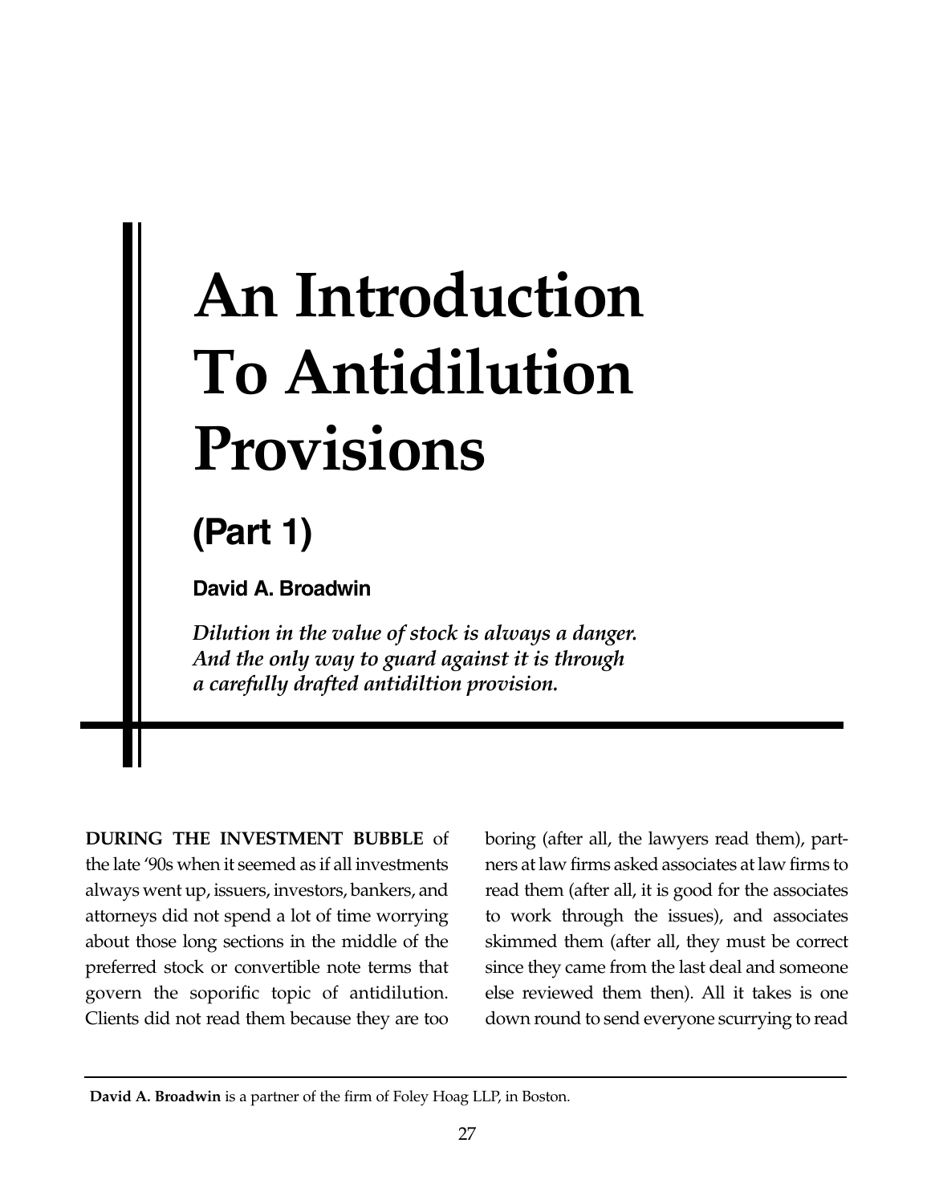# An Introduction To Antidilution Provisions

## (Part 1)

**David A. Broadwin**

***Dilution in the value of stock is always a danger. And the only way to guard against it is through a carefully drafted antidiltion provision.***

**DURING THE INVESTMENT BUBBLE** of the late '90s when it seemed as if all investments always went up, issuers, investors, bankers, and attorneys did not spend a lot of time worrying about those long sections in the middle of the preferred stock or convertible note terms that govern the soporific topic of antidilution. Clients did not read them because they are too boring (after all, the lawyers read them), partners at law firms asked associates at law firms to read them (after all, it is good for the associates to work through the issues), and associates skimmed them (after all, they must be correct since they came from the last deal and someone else reviewed them then). All it takes is one down round to send everyone scurrying to read

**David A. Broadwin** is a partner of the firm of Foley Hoag LLP, in Boston.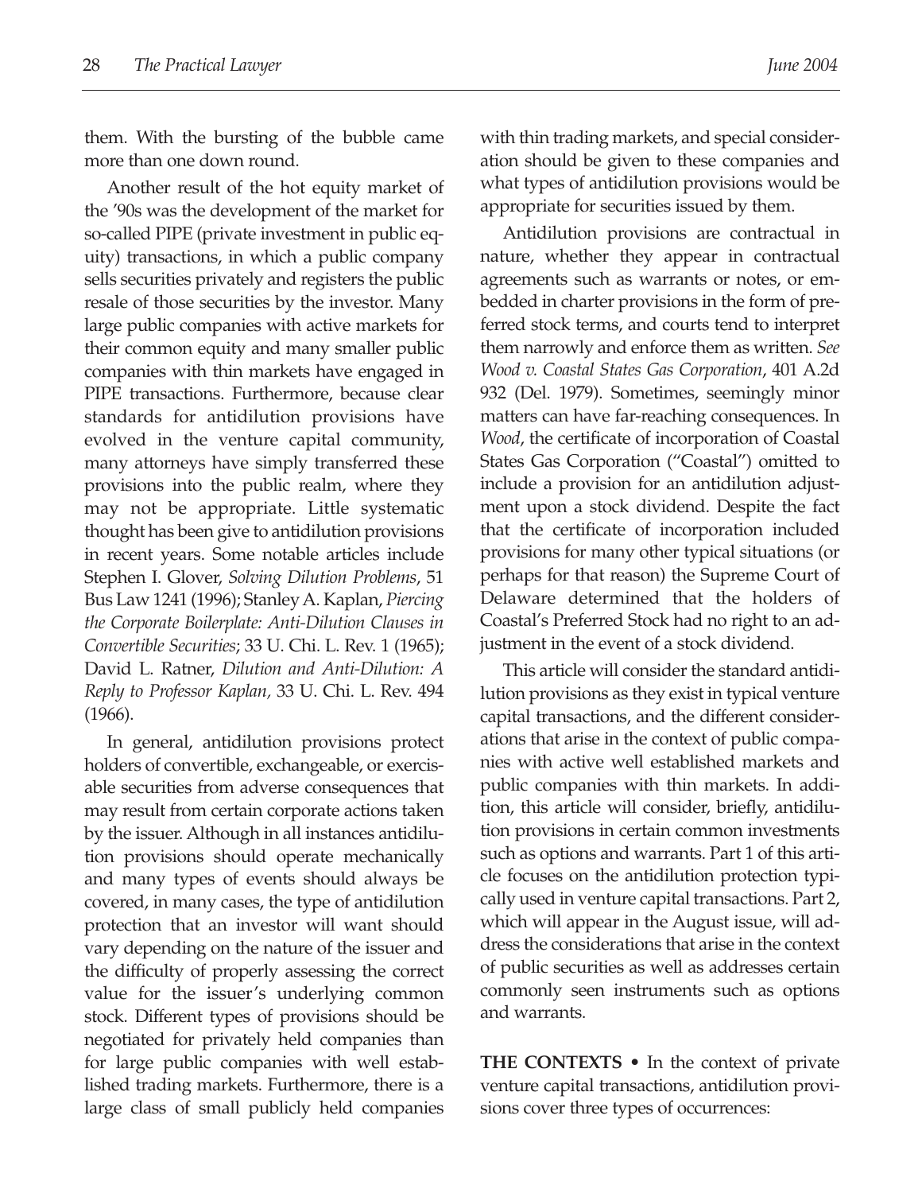them. With the bursting of the bubble came more than one down round.

Another result of the hot equity market of the '90s was the development of the market for so-called PIPE (private investment in public equity) transactions, in which a public company sells securities privately and registers the public resale of those securities by the investor. Many large public companies with active markets for their common equity and many smaller public companies with thin markets have engaged in PIPE transactions. Furthermore, because clear standards for antidilution provisions have evolved in the venture capital community, many attorneys have simply transferred these provisions into the public realm, where they may not be appropriate. Little systematic thought has been give to antidilution provisions in recent years. Some notable articles include Stephen I. Glover, *Solving Dilution Problems*, 51 Bus Law 1241 (1996); Stanley A. Kaplan, *Piercing the Corporate Boilerplate: Anti-Dilution Clauses in Convertible Securities*; 33 U. Chi. L. Rev. 1 (1965); David L. Ratner, *Dilution and Anti-Dilution: A Reply to Professor Kaplan,* 33 U. Chi. L. Rev. 494 (1966).

In general, antidilution provisions protect holders of convertible, exchangeable, or exercisable securities from adverse consequences that may result from certain corporate actions taken by the issuer. Although in all instances antidilution provisions should operate mechanically and many types of events should always be covered, in many cases, the type of antidilution protection that an investor will want should vary depending on the nature of the issuer and the difficulty of properly assessing the correct value for the issuer's underlying common stock. Different types of provisions should be negotiated for privately held companies than for large public companies with well established trading markets. Furthermore, there is a large class of small publicly held companies with thin trading markets, and special consideration should be given to these companies and what types of antidilution provisions would be appropriate for securities issued by them.

Antidilution provisions are contractual in nature, whether they appear in contractual agreements such as warrants or notes, or embedded in charter provisions in the form of preferred stock terms, and courts tend to interpret them narrowly and enforce them as written. *See Wood v. Coastal States Gas Corporation*, 401 A.2d 932 (Del. 1979). Sometimes, seemingly minor matters can have far-reaching consequences. In *Wood*, the certificate of incorporation of Coastal States Gas Corporation ("Coastal") omitted to include a provision for an antidilution adjustment upon a stock dividend. Despite the fact that the certificate of incorporation included provisions for many other typical situations (or perhaps for that reason) the Supreme Court of Delaware determined that the holders of Coastal's Preferred Stock had no right to an adjustment in the event of a stock dividend.

This article will consider the standard antidilution provisions as they exist in typical venture capital transactions, and the different considerations that arise in the context of public companies with active well established markets and public companies with thin markets. In addition, this article will consider, briefly, antidilution provisions in certain common investments such as options and warrants. Part 1 of this article focuses on the antidilution protection typically used in venture capital transactions. Part 2, which will appear in the August issue, will address the considerations that arise in the context of public securities as well as addresses certain commonly seen instruments such as options and warrants.

**THE CONTEXTS •** In the context of private venture capital transactions, antidilution provisions cover three types of occurrences: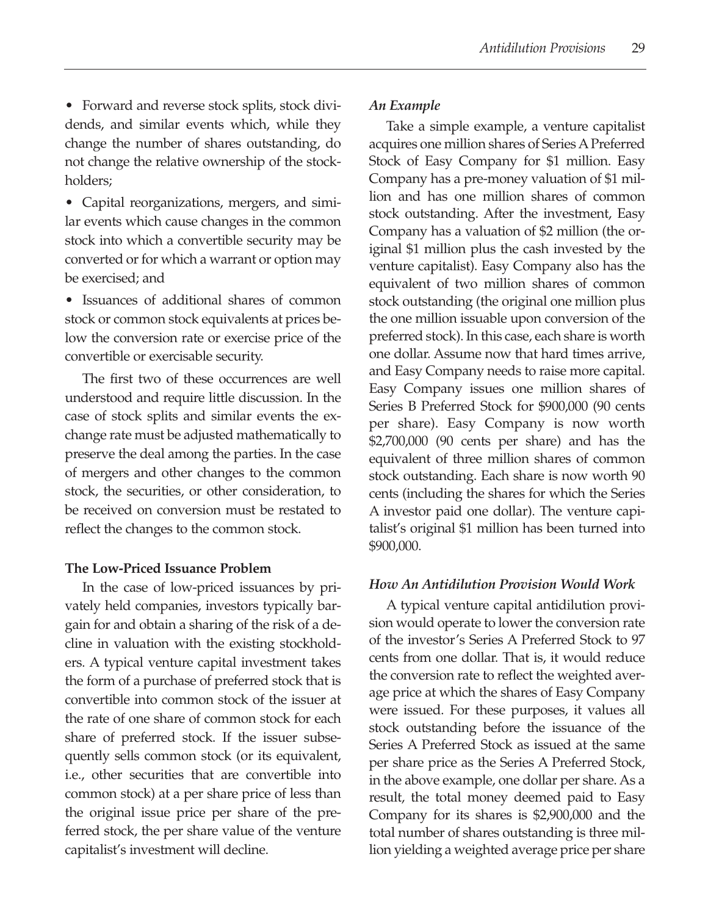- Forward and reverse stock splits, stock dividends, and similar events which, while they change the number of shares outstanding, do not change the relative ownership of the stockholders;
- Capital reorganizations, mergers, and similar events which cause changes in the common stock into which a convertible security may be converted or for which a warrant or option may be exercised; and
- Issuances of additional shares of common stock or common stock equivalents at prices below the conversion rate or exercise price of the convertible or exercisable security.

The first two of these occurrences are well understood and require little discussion. In the case of stock splits and similar events the exchange rate must be adjusted mathematically to preserve the deal among the parties. In the case of mergers and other changes to the common stock, the securities, or other consideration, to be received on conversion must be restated to reflect the changes to the common stock.

### The Low-Priced Issuance Problem

In the case of low-priced issuances by privately held companies, investors typically bargain for and obtain a sharing of the risk of a decline in valuation with the existing stockholders. A typical venture capital investment takes the form of a purchase of preferred stock that is convertible into common stock of the issuer at the rate of one share of common stock for each share of preferred stock. If the issuer subsequently sells common stock (or its equivalent, i.e., other securities that are convertible into common stock) at a per share price of less than the original issue price per share of the preferred stock, the per share value of the venture capitalist's investment will decline.

#### *An Example*

Take a simple example, a venture capitalist acquires one million shares of Series A Preferred Stock of Easy Company for $1 million. Easy Company has a pre-money valuation of $1 million and has one million shares of common stock outstanding. After the investment, Easy Company has a valuation of $2 million (the original $1 million plus the cash invested by the venture capitalist). Easy Company also has the equivalent of two million shares of common stock outstanding (the original one million plus the one million issuable upon conversion of the preferred stock). In this case, each share is worth one dollar. Assume now that hard times arrive, and Easy Company needs to raise more capital. Easy Company issues one million shares of Series B Preferred Stock for $900,000 (90 cents per share). Easy Company is now worth $2,700,000 (90 cents per share) and has the equivalent of three million shares of common stock outstanding. Each share is now worth 90 cents (including the shares for which the Series A investor paid one dollar). The venture capitalist's original $1 million has been turned into $900,000.

#### *How An Antidilution Provision Would Work*

A typical venture capital antidilution provision would operate to lower the conversion rate of the investor's Series A Preferred Stock to 97 cents from one dollar. That is, it would reduce the conversion rate to reflect the weighted average price at which the shares of Easy Company were issued. For these purposes, it values all stock outstanding before the issuance of the Series A Preferred Stock as issued at the same per share price as the Series A Preferred Stock, in the above example, one dollar per share. As a result, the total money deemed paid to Easy Company for its shares is $2,900,000 and the total number of shares outstanding is three million yielding a weighted average price per share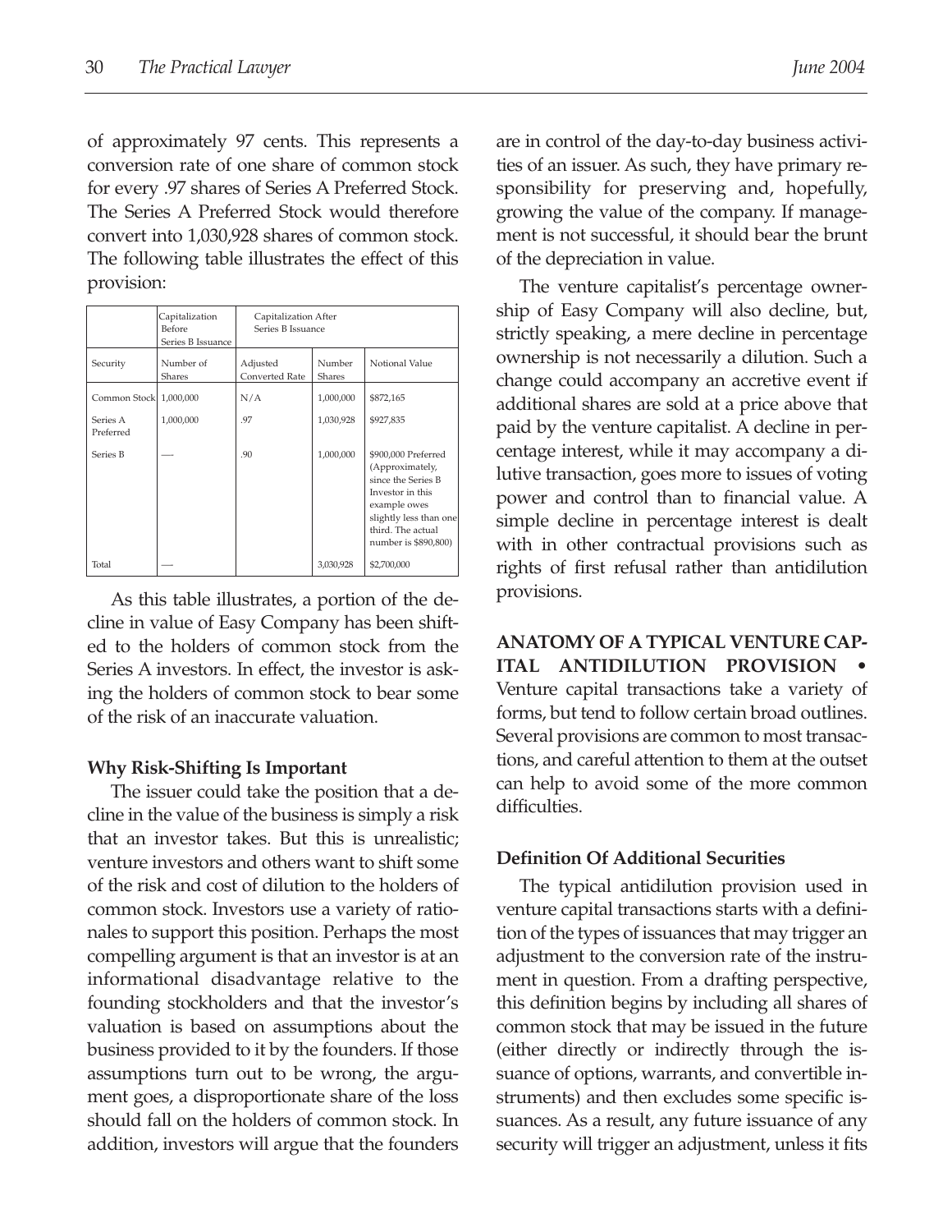of approximately 97 cents. This represents a conversion rate of one share of common stock for every .97 shares of Series A Preferred Stock. The Series A Preferred Stock would therefore convert into 1,030,928 shares of common stock. The following table illustrates the effect of this provision:

| | Capitalization Before Series B Issuance | Capitalization After Series B Issuance | | |
|---|---|---|---|---|
| Security | Number of Shares | Adjusted Converted Rate | Number Shares | Notional Value |
| Common Stock | 1,000,000 | N/A | 1,000,000 | $872,165 |
| Series A Preferred | 1,000,000 | .97 | 1,030,928 | $927,835 |
| Series B | — | .90 | 1,000,000 | $900,000 Preferred (Approximately, since the Series B Investor in this example owes slightly less than one third. The actual number is $890,800) |
| Total | — | | 3,030,928 | $2,700,000 |

As this table illustrates, a portion of the decline in value of Easy Company has been shifted to the holders of common stock from the Series A investors. In effect, the investor is asking the holders of common stock to bear some of the risk of an inaccurate valuation.

### Why Risk-Shifting Is Important

The issuer could take the position that a decline in the value of the business is simply a risk that an investor takes. But this is unrealistic; venture investors and others want to shift some of the risk and cost of dilution to the holders of common stock. Investors use a variety of rationales to support this position. Perhaps the most compelling argument is that an investor is at an informational disadvantage relative to the founding stockholders and that the investor's valuation is based on assumptions about the business provided to it by the founders. If those assumptions turn out to be wrong, the argument goes, a disproportionate share of the loss should fall on the holders of common stock. In addition, investors will argue that the founders are in control of the day-to-day business activities of an issuer. As such, they have primary responsibility for preserving and, hopefully, growing the value of the company. If management is not successful, it should bear the brunt of the depreciation in value.

The venture capitalist's percentage ownership of Easy Company will also decline, but, strictly speaking, a mere decline in percentage ownership is not necessarily a dilution. Such a change could accompany an accretive event if additional shares are sold at a price above that paid by the venture capitalist. A decline in percentage interest, while it may accompany a dilutive transaction, goes more to issues of voting power and control than to financial value. A simple decline in percentage interest is dealt with in other contractual provisions such as rights of first refusal rather than antidilution provisions.

## ANATOMY OF A TYPICAL VENTURE CAPITAL ANTIDILUTION PROVISION •

Venture capital transactions take a variety of forms, but tend to follow certain broad outlines. Several provisions are common to most transactions, and careful attention to them at the outset can help to avoid some of the more common difficulties.

### Definition Of Additional Securities

The typical antidilution provision used in venture capital transactions starts with a definition of the types of issuances that may trigger an adjustment to the conversion rate of the instrument in question. From a drafting perspective, this definition begins by including all shares of common stock that may be issued in the future (either directly or indirectly through the issuance of options, warrants, and convertible instruments) and then excludes some specific issuances. As a result, any future issuance of any security will trigger an adjustment, unless it fits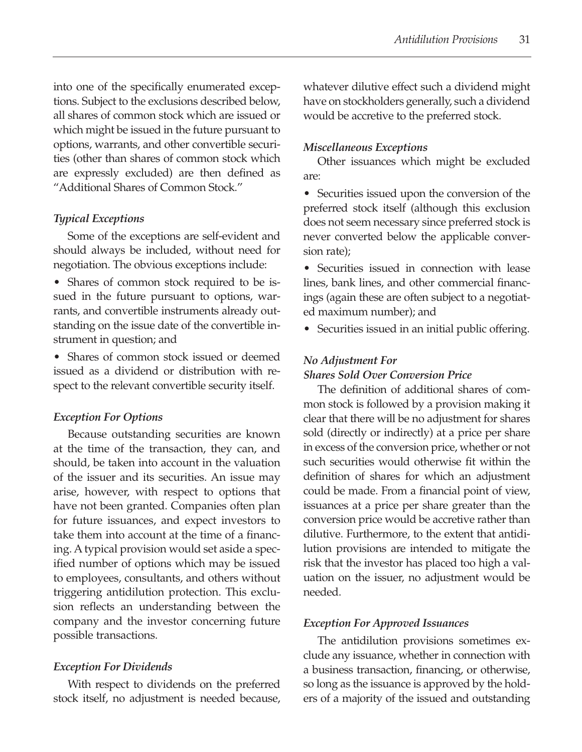into one of the specifically enumerated exceptions. Subject to the exclusions described below, all shares of common stock which are issued or which might be issued in the future pursuant to options, warrants, and other convertible securities (other than shares of common stock which are expressly excluded) are then defined as "Additional Shares of Common Stock."

### *Typical Exceptions*

Some of the exceptions are self-evident and should always be included, without need for negotiation. The obvious exceptions include:

- Shares of common stock required to be issued in the future pursuant to options, warrants, and convertible instruments already outstanding on the issue date of the convertible instrument in question; and
- Shares of common stock issued or deemed issued as a dividend or distribution with respect to the relevant convertible security itself.

### *Exception For Options*

Because outstanding securities are known at the time of the transaction, they can, and should, be taken into account in the valuation of the issuer and its securities. An issue may arise, however, with respect to options that have not been granted. Companies often plan for future issuances, and expect investors to take them into account at the time of a financing. A typical provision would set aside a specified number of options which may be issued to employees, consultants, and others without triggering antidilution protection. This exclusion reflects an understanding between the company and the investor concerning future possible transactions.

### *Exception For Dividends*

With respect to dividends on the preferred stock itself, no adjustment is needed because, whatever dilutive effect such a dividend might have on stockholders generally, such a dividend would be accretive to the preferred stock.

### *Miscellaneous Exceptions*

Other issuances which might be excluded are:

- Securities issued upon the conversion of the preferred stock itself (although this exclusion does not seem necessary since preferred stock is never converted below the applicable conversion rate);
- Securities issued in connection with lease lines, bank lines, and other commercial financings (again these are often subject to a negotiated maximum number); and
- Securities issued in an initial public offering.

### *No Adjustment For Shares Sold Over Conversion Price*

The definition of additional shares of common stock is followed by a provision making it clear that there will be no adjustment for shares sold (directly or indirectly) at a price per share in excess of the conversion price, whether or not such securities would otherwise fit within the definition of shares for which an adjustment could be made. From a financial point of view, issuances at a price per share greater than the conversion price would be accretive rather than dilutive. Furthermore, to the extent that antidilution provisions are intended to mitigate the risk that the investor has placed too high a valuation on the issuer, no adjustment would be needed.

### *Exception For Approved Issuances*

The antidilution provisions sometimes exclude any issuance, whether in connection with a business transaction, financing, or otherwise, so long as the issuance is approved by the holders of a majority of the issued and outstanding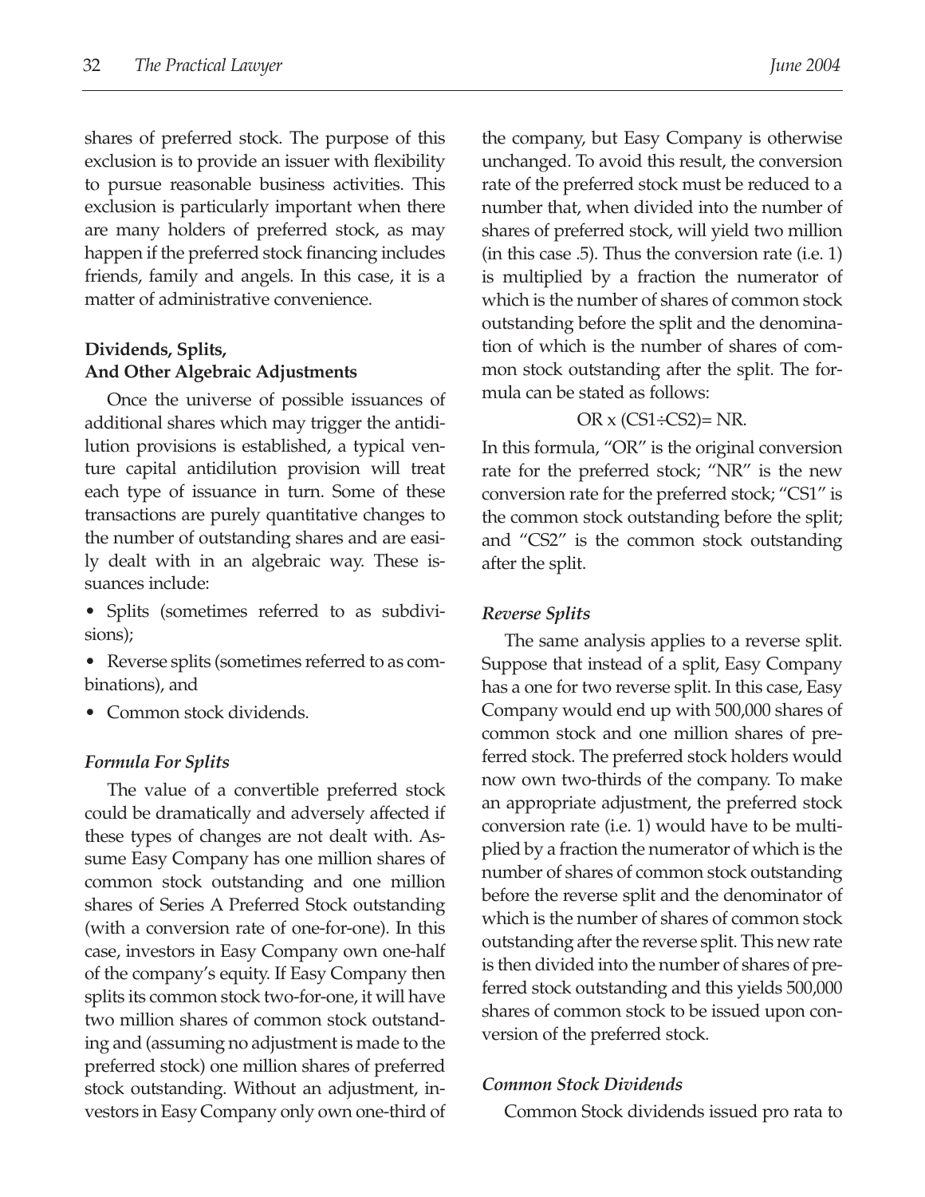shares of preferred stock. The purpose of this exclusion is to provide an issuer with flexibility to pursue reasonable business activities. This exclusion is particularly important when there are many holders of preferred stock, as may happen if the preferred stock financing includes friends, family and angels. In this case, it is a matter of administrative convenience.

### Dividends, Splits, And Other Algebraic Adjustments

Once the universe of possible issuances of additional shares which may trigger the antidilution provisions is established, a typical venture capital antidilution provision will treat each type of issuance in turn. Some of these transactions are purely quantitative changes to the number of outstanding shares and are easily dealt with in an algebraic way. These issuances include:

- Splits (sometimes referred to as subdivisions);
- Reverse splits (sometimes referred to as combinations), and
- Common stock dividends.

#### *Formula For Splits*

The value of a convertible preferred stock could be dramatically and adversely affected if these types of changes are not dealt with. Assume Easy Company has one million shares of common stock outstanding and one million shares of Series A Preferred Stock outstanding (with a conversion rate of one-for-one). In this case, investors in Easy Company own one-half of the company's equity. If Easy Company then splits its common stock two-for-one, it will have two million shares of common stock outstanding and (assuming no adjustment is made to the preferred stock) one million shares of preferred stock outstanding. Without an adjustment, investors in Easy Company only own one-third of the company, but Easy Company is otherwise unchanged. To avoid this result, the conversion rate of the preferred stock must be reduced to a number that, when divided into the number of shares of preferred stock, will yield two million (in this case .5). Thus the conversion rate (i.e. 1) is multiplied by a fraction the numerator of which is the number of shares of common stock outstanding before the split and the denomination of which is the number of shares of common stock outstanding after the split. The formula can be stated as follows:

$$OR \times (CS1 \div CS2) = NR.$$

In this formula, "OR" is the original conversion rate for the preferred stock; "NR" is the new conversion rate for the preferred stock; "CS1" is the common stock outstanding before the split; and "CS2" is the common stock outstanding after the split.

#### *Reverse Splits*

The same analysis applies to a reverse split. Suppose that instead of a split, Easy Company has a one for two reverse split. In this case, Easy Company would end up with 500,000 shares of common stock and one million shares of preferred stock. The preferred stock holders would now own two-thirds of the company. To make an appropriate adjustment, the preferred stock conversion rate (i.e. 1) would have to be multiplied by a fraction the numerator of which is the number of shares of common stock outstanding before the reverse split and the denominator of which is the number of shares of common stock outstanding after the reverse split. This new rate is then divided into the number of shares of preferred stock outstanding and this yields 500,000 shares of common stock to be issued upon conversion of the preferred stock.

#### *Common Stock Dividends*

Common Stock dividends issued pro rata to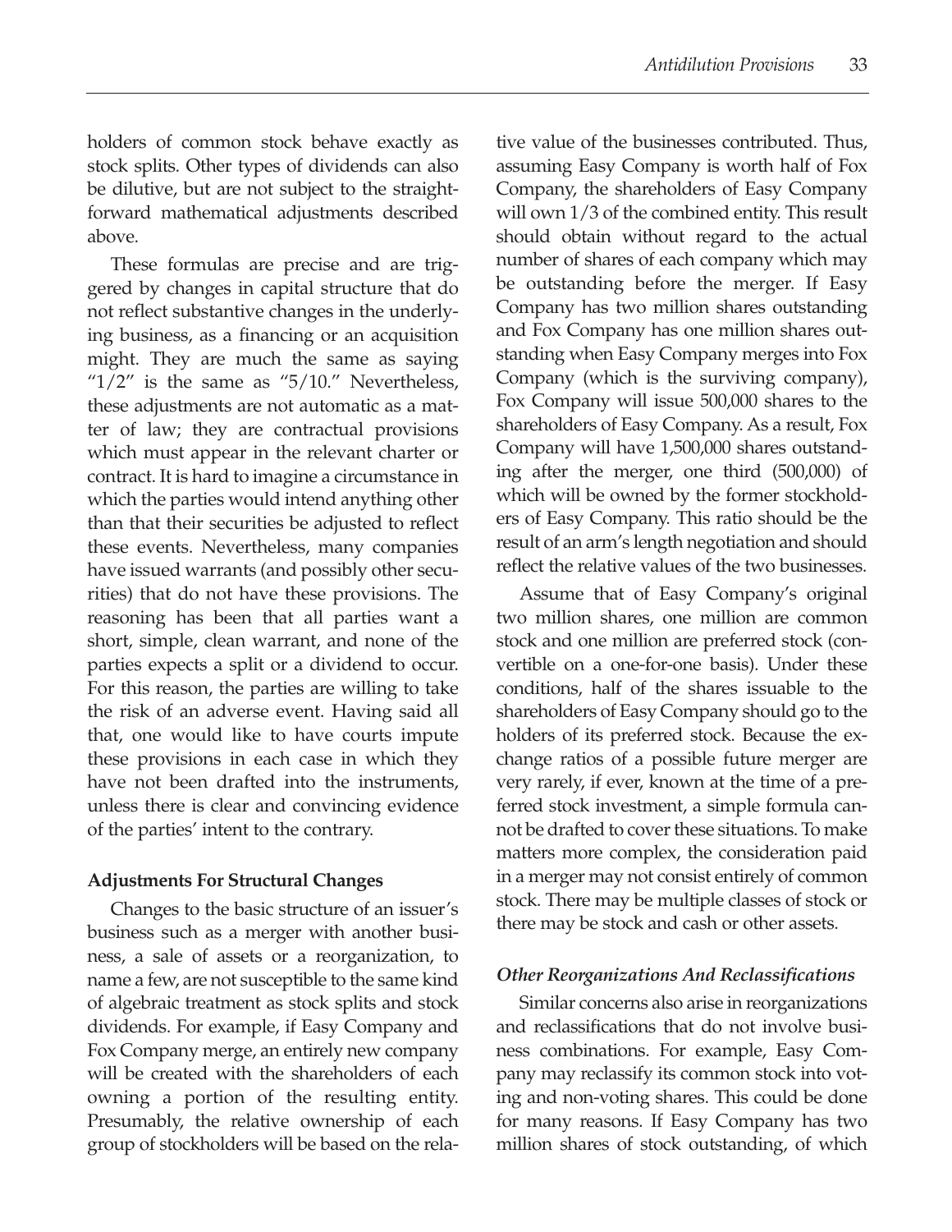holders of common stock behave exactly as stock splits. Other types of dividends can also be dilutive, but are not subject to the straightforward mathematical adjustments described above.

These formulas are precise and are triggered by changes in capital structure that do not reflect substantive changes in the underlying business, as a financing or an acquisition might. They are much the same as saying "1/2" is the same as "5/10." Nevertheless, these adjustments are not automatic as a matter of law; they are contractual provisions which must appear in the relevant charter or contract. It is hard to imagine a circumstance in which the parties would intend anything other than that their securities be adjusted to reflect these events. Nevertheless, many companies have issued warrants (and possibly other securities) that do not have these provisions. The reasoning has been that all parties want a short, simple, clean warrant, and none of the parties expects a split or a dividend to occur. For this reason, the parties are willing to take the risk of an adverse event. Having said all that, one would like to have courts impute these provisions in each case in which they have not been drafted into the instruments, unless there is clear and convincing evidence of the parties' intent to the contrary.

### Adjustments For Structural Changes

Changes to the basic structure of an issuer's business such as a merger with another business, a sale of assets or a reorganization, to name a few, are not susceptible to the same kind of algebraic treatment as stock splits and stock dividends. For example, if Easy Company and Fox Company merge, an entirely new company will be created with the shareholders of each owning a portion of the resulting entity. Presumably, the relative ownership of each group of stockholders will be based on the relative value of the businesses contributed. Thus, assuming Easy Company is worth half of Fox Company, the shareholders of Easy Company will own 1/3 of the combined entity. This result should obtain without regard to the actual number of shares of each company which may be outstanding before the merger. If Easy Company has two million shares outstanding and Fox Company has one million shares outstanding when Easy Company merges into Fox Company (which is the surviving company), Fox Company will issue 500,000 shares to the shareholders of Easy Company. As a result, Fox Company will have 1,500,000 shares outstanding after the merger, one third (500,000) of which will be owned by the former stockholders of Easy Company. This ratio should be the result of an arm's length negotiation and should reflect the relative values of the two businesses.

Assume that of Easy Company's original two million shares, one million are common stock and one million are preferred stock (convertible on a one-for-one basis). Under these conditions, half of the shares issuable to the shareholders of Easy Company should go to the holders of its preferred stock. Because the exchange ratios of a possible future merger are very rarely, if ever, known at the time of a preferred stock investment, a simple formula cannot be drafted to cover these situations. To make matters more complex, the consideration paid in a merger may not consist entirely of common stock. There may be multiple classes of stock or there may be stock and cash or other assets.

#### *Other Reorganizations And Reclassifications*

Similar concerns also arise in reorganizations and reclassifications that do not involve business combinations. For example, Easy Company may reclassify its common stock into voting and non-voting shares. This could be done for many reasons. If Easy Company has two million shares of stock outstanding, of which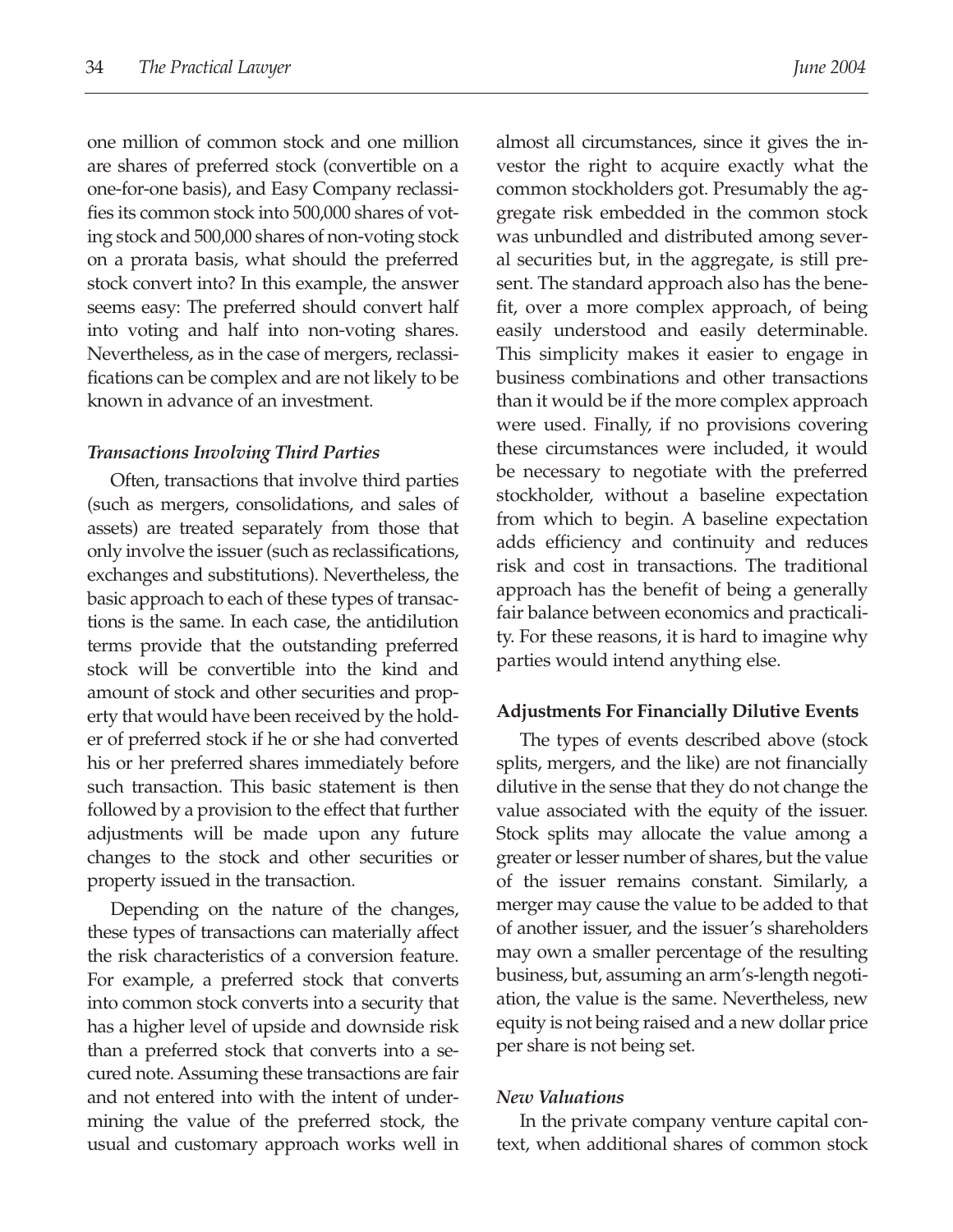one million of common stock and one million are shares of preferred stock (convertible on a one-for-one basis), and Easy Company reclassifies its common stock into 500,000 shares of voting stock and 500,000 shares of non-voting stock on a prorata basis, what should the preferred stock convert into? In this example, the answer seems easy: The preferred should convert half into voting and half into non-voting shares. Nevertheless, as in the case of mergers, reclassifications can be complex and are not likely to be known in advance of an investment.

#### *Transactions Involving Third Parties*

Often, transactions that involve third parties (such as mergers, consolidations, and sales of assets) are treated separately from those that only involve the issuer (such as reclassifications, exchanges and substitutions). Nevertheless, the basic approach to each of these types of transactions is the same. In each case, the antidilution terms provide that the outstanding preferred stock will be convertible into the kind and amount of stock and other securities and property that would have been received by the holder of preferred stock if he or she had converted his or her preferred shares immediately before such transaction. This basic statement is then followed by a provision to the effect that further adjustments will be made upon any future changes to the stock and other securities or property issued in the transaction.

Depending on the nature of the changes, these types of transactions can materially affect the risk characteristics of a conversion feature. For example, a preferred stock that converts into common stock converts into a security that has a higher level of upside and downside risk than a preferred stock that converts into a secured note. Assuming these transactions are fair and not entered into with the intent of undermining the value of the preferred stock, the usual and customary approach works well in almost all circumstances, since it gives the investor the right to acquire exactly what the common stockholders got. Presumably the aggregate risk embedded in the common stock was unbundled and distributed among several securities but, in the aggregate, is still present. The standard approach also has the benefit, over a more complex approach, of being easily understood and easily determinable. This simplicity makes it easier to engage in business combinations and other transactions than it would be if the more complex approach were used. Finally, if no provisions covering these circumstances were included, it would be necessary to negotiate with the preferred stockholder, without a baseline expectation from which to begin. A baseline expectation adds efficiency and continuity and reduces risk and cost in transactions. The traditional approach has the benefit of being a generally fair balance between economics and practicality. For these reasons, it is hard to imagine why parties would intend anything else.

### Adjustments For Financially Dilutive Events

The types of events described above (stock splits, mergers, and the like) are not financially dilutive in the sense that they do not change the value associated with the equity of the issuer. Stock splits may allocate the value among a greater or lesser number of shares, but the value of the issuer remains constant. Similarly, a merger may cause the value to be added to that of another issuer, and the issuer's shareholders may own a smaller percentage of the resulting business, but, assuming an arm's-length negotiation, the value is the same. Nevertheless, new equity is not being raised and a new dollar price per share is not being set.

#### *New Valuations*

In the private company venture capital context, when additional shares of common stock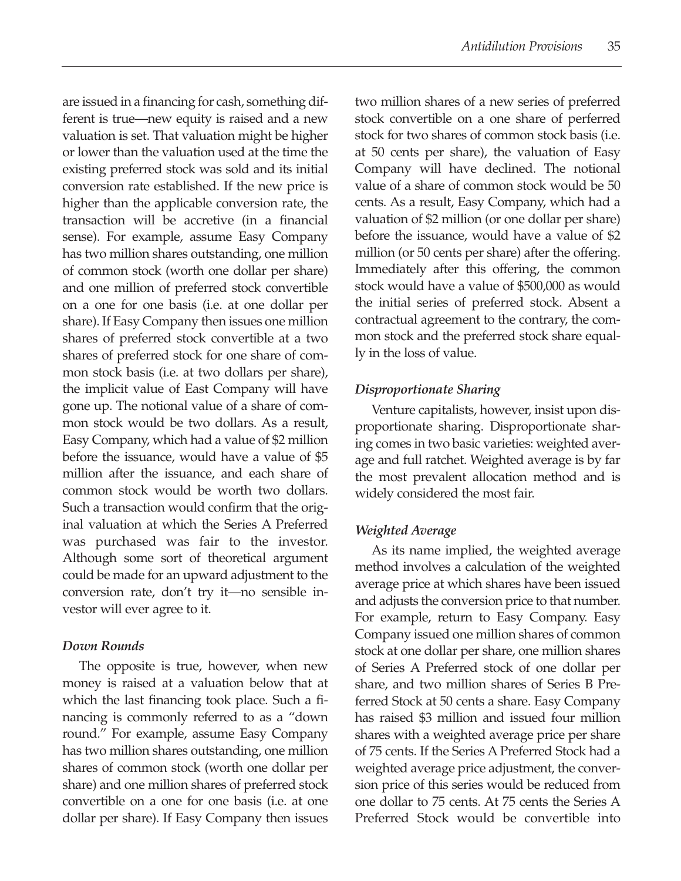are issued in a financing for cash, something different is true—new equity is raised and a new valuation is set. That valuation might be higher or lower than the valuation used at the time the existing preferred stock was sold and its initial conversion rate established. If the new price is higher than the applicable conversion rate, the transaction will be accretive (in a financial sense). For example, assume Easy Company has two million shares outstanding, one million of common stock (worth one dollar per share) and one million of preferred stock convertible on a one for one basis (i.e. at one dollar per share). If Easy Company then issues one million shares of preferred stock convertible at a two shares of preferred stock for one share of common stock basis (i.e. at two dollars per share), the implicit value of East Company will have gone up. The notional value of a share of common stock would be two dollars. As a result, Easy Company, which had a value of $2 million before the issuance, would have a value of $5 million after the issuance, and each share of common stock would be worth two dollars. Such a transaction would confirm that the original valuation at which the Series A Preferred was purchased was fair to the investor. Although some sort of theoretical argument could be made for an upward adjustment to the conversion rate, don't try it—no sensible investor will ever agree to it.

### *Down Rounds*

The opposite is true, however, when new money is raised at a valuation below that at which the last financing took place. Such a financing is commonly referred to as a "down round." For example, assume Easy Company has two million shares outstanding, one million shares of common stock (worth one dollar per share) and one million shares of preferred stock convertible on a one for one basis (i.e. at one dollar per share). If Easy Company then issues two million shares of a new series of preferred stock convertible on a one share of perferred stock for two shares of common stock basis (i.e. at 50 cents per share), the valuation of Easy Company will have declined. The notional value of a share of common stock would be 50 cents. As a result, Easy Company, which had a valuation of $2 million (or one dollar per share) before the issuance, would have a value of $2 million (or 50 cents per share) after the offering. Immediately after this offering, the common stock would have a value of $500,000 as would the initial series of preferred stock. Absent a contractual agreement to the contrary, the common stock and the preferred stock share equally in the loss of value.

### *Disproportionate Sharing*

Venture capitalists, however, insist upon disproportionate sharing. Disproportionate sharing comes in two basic varieties: weighted average and full ratchet. Weighted average is by far the most prevalent allocation method and is widely considered the most fair.

### *Weighted Average*

As its name implied, the weighted average method involves a calculation of the weighted average price at which shares have been issued and adjusts the conversion price to that number. For example, return to Easy Company. Easy Company issued one million shares of common stock at one dollar per share, one million shares of Series A Preferred stock of one dollar per share, and two million shares of Series B Preferred Stock at 50 cents a share. Easy Company has raised $3 million and issued four million shares with a weighted average price per share of 75 cents. If the Series A Preferred Stock had a weighted average price adjustment, the conversion price of this series would be reduced from one dollar to 75 cents. At 75 cents the Series A Preferred Stock would be convertible into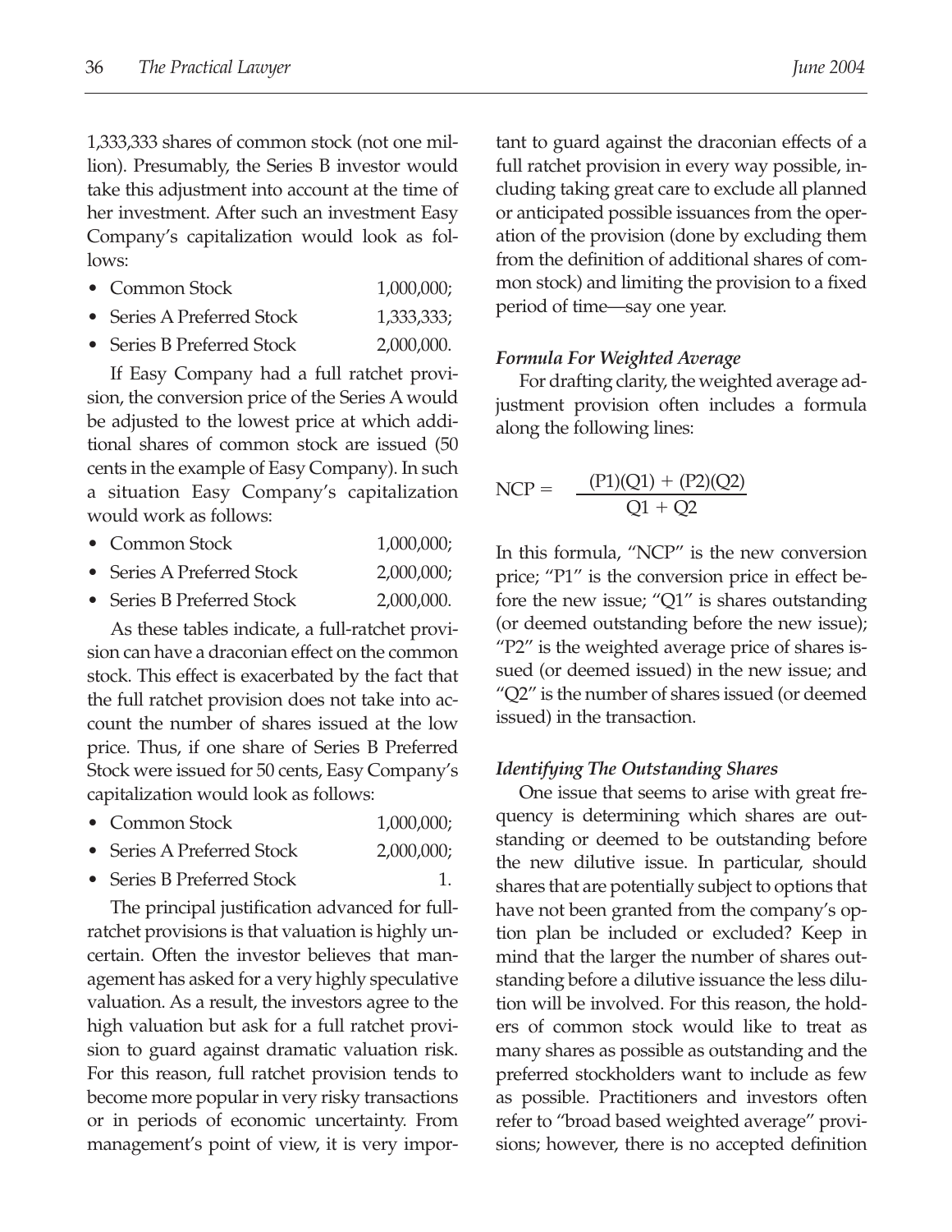1,333,333 shares of common stock (not one million). Presumably, the Series B investor would take this adjustment into account at the time of her investment. After such an investment Easy Company's capitalization would look as follows:

- Common Stock 1,000,000;
- Series A Preferred Stock 1,333,333;
- Series B Preferred Stock 2,000,000.

If Easy Company had a full ratchet provision, the conversion price of the Series A would be adjusted to the lowest price at which additional shares of common stock are issued (50 cents in the example of Easy Company). In such a situation Easy Company's capitalization would work as follows:

- Common Stock 1,000,000;
- Series A Preferred Stock 2,000,000;
- Series B Preferred Stock 2,000,000.

As these tables indicate, a full-ratchet provision can have a draconian effect on the common stock. This effect is exacerbated by the fact that the full ratchet provision does not take into account the number of shares issued at the low price. Thus, if one share of Series B Preferred Stock were issued for 50 cents, Easy Company's capitalization would look as follows:

- Common Stock 1,000,000;
- Series A Preferred Stock 2,000,000;
- Series B Preferred Stock 1.

The principal justification advanced for full-ratchet provisions is that valuation is highly uncertain. Often the investor believes that management has asked for a very highly speculative valuation. As a result, the investors agree to the high valuation but ask for a full ratchet provision to guard against dramatic valuation risk. For this reason, full ratchet provision tends to become more popular in very risky transactions or in periods of economic uncertainty. From management's point of view, it is very important to guard against the draconian effects of a full ratchet provision in every way possible, including taking great care to exclude all planned or anticipated possible issuances from the operation of the provision (done by excluding them from the definition of additional shares of common stock) and limiting the provision to a fixed period of time—say one year.

### *Formula For Weighted Average*

For drafting clarity, the weighted average adjustment provision often includes a formula along the following lines:

$$NCP = \frac{(P1)(Q1) + (P2)(Q2)}{Q1 + Q2}$$

In this formula, "NCP" is the new conversion price; "P1" is the conversion price in effect before the new issue; "Q1" is shares outstanding (or deemed outstanding before the new issue); "P2" is the weighted average price of shares issued (or deemed issued) in the new issue; and "Q2" is the number of shares issued (or deemed issued) in the transaction.

### *Identifying The Outstanding Shares*

One issue that seems to arise with great frequency is determining which shares are outstanding or deemed to be outstanding before the new dilutive issue. In particular, should shares that are potentially subject to options that have not been granted from the company's option plan be included or excluded? Keep in mind that the larger the number of shares outstanding before a dilutive issuance the less dilution will be involved. For this reason, the holders of common stock would like to treat as many shares as possible as outstanding and the preferred stockholders want to include as few as possible. Practitioners and investors often refer to "broad based weighted average" provisions; however, there is no accepted definition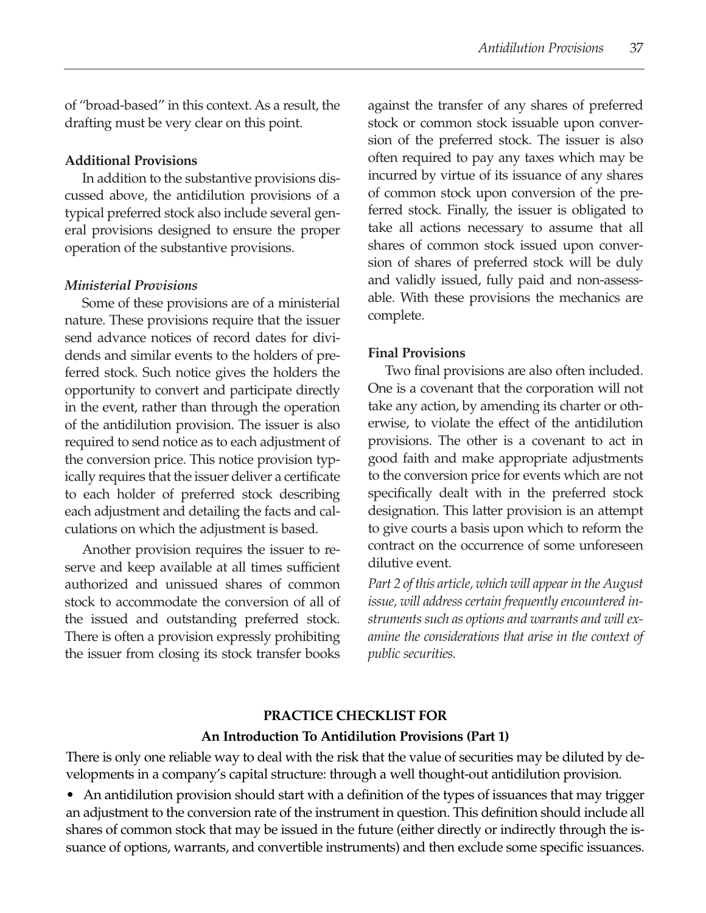of "broad-based" in this context. As a result, the drafting must be very clear on this point.

**Additional Provisions**

In addition to the substantive provisions discussed above, the antidilution provisions of a typical preferred stock also include several general provisions designed to ensure the proper operation of the substantive provisions.

***Ministerial Provisions***

Some of these provisions are of a ministerial nature. These provisions require that the issuer send advance notices of record dates for dividends and similar events to the holders of preferred stock. Such notice gives the holders the opportunity to convert and participate directly in the event, rather than through the operation of the antidilution provision. The issuer is also required to send notice as to each adjustment of the conversion price. This notice provision typically requires that the issuer deliver a certificate to each holder of preferred stock describing each adjustment and detailing the facts and calculations on which the adjustment is based.

Another provision requires the issuer to reserve and keep available at all times sufficient authorized and unissued shares of common stock to accommodate the conversion of all of the issued and outstanding preferred stock. There is often a provision expressly prohibiting the issuer from closing its stock transfer books against the transfer of any shares of preferred stock or common stock issuable upon conversion of the preferred stock. The issuer is also often required to pay any taxes which may be incurred by virtue of its issuance of any shares of common stock upon conversion of the preferred stock. Finally, the issuer is obligated to take all actions necessary to assume that all shares of common stock issued upon conversion of shares of preferred stock will be duly and validly issued, fully paid and non-assessable. With these provisions the mechanics are complete.

**Final Provisions**

Two final provisions are also often included. One is a covenant that the corporation will not take any action, by amending its charter or otherwise, to violate the effect of the antidilution provisions. The other is a covenant to act in good faith and make appropriate adjustments to the conversion price for events which are not specifically dealt with in the preferred stock designation. This latter provision is an attempt to give courts a basis upon which to reform the contract on the occurrence of some unforeseen dilutive event.

*Part 2 of this article, which will appear in the August issue, will address certain frequently encountered instruments such as options and warrants and will examine the considerations that arise in the context of public securities.*

## PRACTICE CHECKLIST FOR
## An Introduction To Antidilution Provisions (Part 1)

There is only one reliable way to deal with the risk that the value of securities may be diluted by developments in a company's capital structure: through a well thought-out antidilution provision.

- An antidilution provision should start with a definition of the types of issuances that may trigger an adjustment to the conversion rate of the instrument in question. This definition should include all shares of common stock that may be issued in the future (either directly or indirectly through the issuance of options, warrants, and convertible instruments) and then exclude some specific issuances.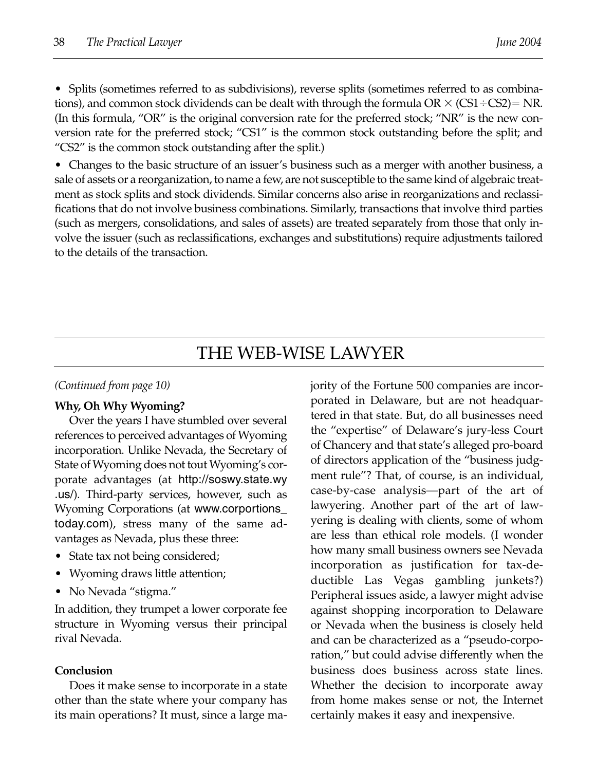- Splits (sometimes referred to as subdivisions), reverse splits (sometimes referred to as combinations), and common stock dividends can be dealt with through the formula OR $\times$ (CS1 $\div$ CS2) = NR. (In this formula, "OR" is the original conversion rate for the preferred stock; "NR" is the new conversion rate for the preferred stock; "CS1" is the common stock outstanding before the split; and "CS2" is the common stock outstanding after the split.)
- Changes to the basic structure of an issuer's business such as a merger with another business, a sale of assets or a reorganization, to name a few, are not susceptible to the same kind of algebraic treatment as stock splits and stock dividends. Similar concerns also arise in reorganizations and reclassifications that do not involve business combinations. Similarly, transactions that involve third parties (such as mergers, consolidations, and sales of assets) are treated separately from those that only involve the issuer (such as reclassifications, exchanges and substitutions) require adjustments tailored to the details of the transaction.

# THE WEB-WISE LAWYER

*(Continued from page 10)*

**Why, Oh Why Wyoming?**

Over the years I have stumbled over several references to perceived advantages of Wyoming incorporation. Unlike Nevada, the Secretary of State of Wyoming does not tout Wyoming's corporate advantages (at http://soswy.state.wy.us/). Third-party services, however, such as Wyoming Corporations (at www.corportions_today.com), stress many of the same advantages as Nevada, plus these three:

- State tax not being considered;
- Wyoming draws little attention;
- No Nevada "stigma."

In addition, they trumpet a lower corporate fee structure in Wyoming versus their principal rival Nevada.

**Conclusion**

Does it make sense to incorporate in a state other than the state where your company has its main operations? It must, since a large majority of the Fortune 500 companies are incorporated in Delaware, but are not headquartered in that state. But, do all businesses need the "expertise" of Delaware's jury-less Court of Chancery and that state's alleged pro-board of directors application of the "business judgment rule"? That, of course, is an individual, case-by-case analysis—part of the art of lawyering. Another part of the art of lawyering is dealing with clients, some of whom are less than ethical role models. (I wonder how many small business owners see Nevada incorporation as justification for tax-deductible Las Vegas gambling junkets?) Peripheral issues aside, a lawyer might advise against shopping incorporation to Delaware or Nevada when the business is closely held and can be characterized as a "pseudo-corporation," but could advise differently when the business does business across state lines. Whether the decision to incorporate away from home makes sense or not, the Internet certainly makes it easy and inexpensive.